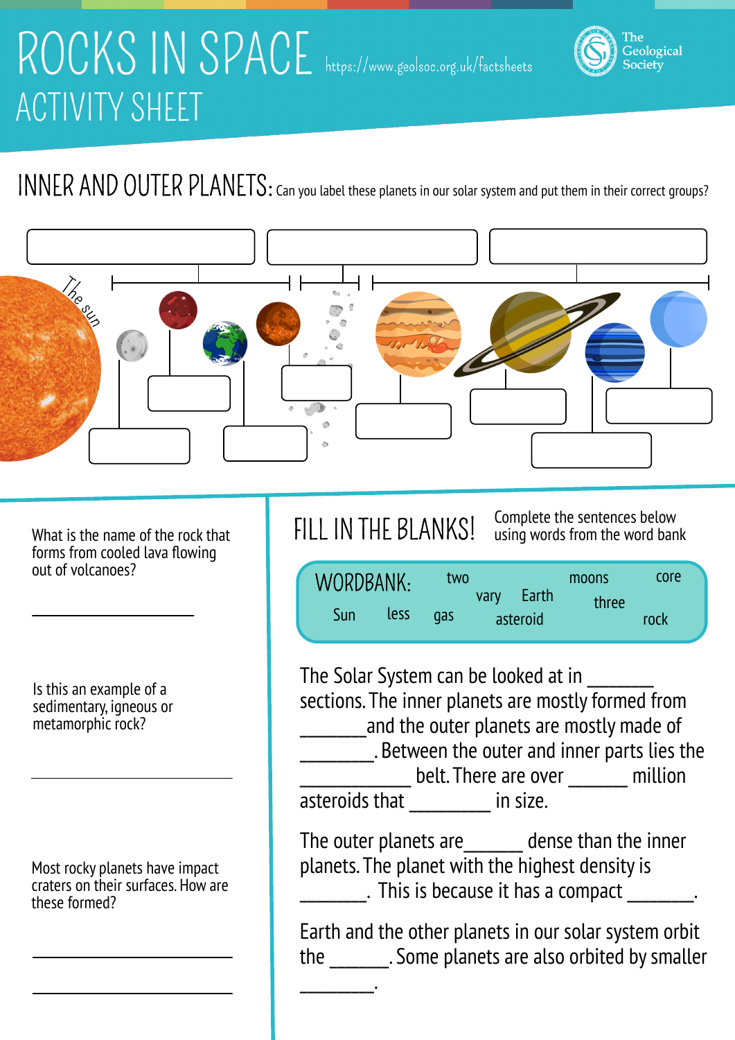# ROCKS IN SPACE

https://www.geolsoc.org.uk/factsheets

The Geological Society

## ACTIVITY SHEET

## INNER AND OUTER PLANETS: Can you label these planets in our solar system and put them in their correct groups?

The sun

What is the name of the rock that forms from cooled lava flowing out of volcanoes?

\_\_\_\_\_\_\_\_\_\_\_\_\_\_\_\_\_\_\_\_

Is this an example of a sedimentary, igneous or metamorphic rock?

\_\_\_\_\_\_\_\_\_\_\_\_\_\_\_\_\_\_\_\_

Most rocky planets have impact craters on their surfaces. How are these formed?

\_\_\_\_\_\_\_\_\_\_\_\_\_\_\_\_\_\_\_\_

\_\_\_\_\_\_\_\_\_\_\_\_\_\_\_\_\_\_\_\_

## FILL IN THE BLANKS!

Complete the sentences below using words from the word bank

**WORDBANK:** two, vary, Earth, moons, core, three, Sun, less, gas, asteroid, rock

The Solar System can be looked at in \_\_\_\_\_\_\_ sections. The inner planets are mostly formed from \_\_\_\_\_\_\_ and the outer planets are mostly made of \_\_\_\_\_\_\_\_. Between the outer and inner parts lies the \_\_\_\_\_\_\_\_\_\_\_ belt. There are over \_\_\_\_\_\_ million asteroids that \_\_\_\_\_\_\_\_ in size.

The outer planets are \_\_\_\_\_\_ dense than the inner planets. The planet with the highest density is \_\_\_\_\_\_\_. This is because it has a compact \_\_\_\_\_\_\_.

Earth and the other planets in our solar system orbit the \_\_\_\_\_\_. Some planets are also orbited by smaller \_\_\_\_\_\_\_\_.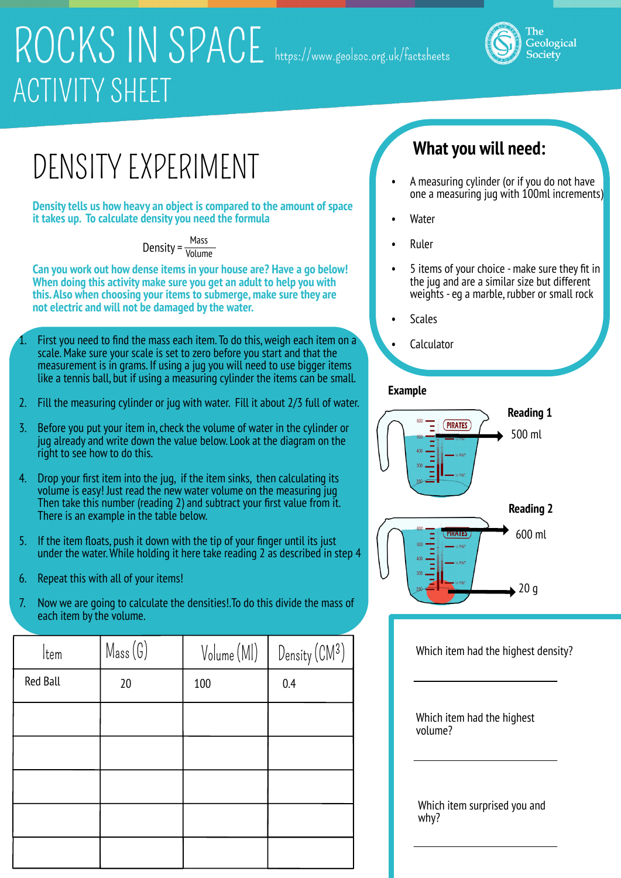# ROCKS IN SPACE

https://www.geolsoc.org.uk/factsheets

The Geological Society

## ACTIVITY SHEET

# DENSITY EXPERIMENT

**Density tells us how heavy an object is compared to the amount of space it takes up. To calculate density you need the formula**

$$\text{Density} = \frac{\text{Mass}}{\text{Volume}}$$

**Can you work out how dense items in your house are? Have a go below! When doing this activity make sure you get an adult to help you with this. Also when choosing your items to submerge, make sure they are not electric and will not be damaged by the water.**

1. First you need to find the mass each item. To do this, weigh each item on a scale. Make sure your scale is set to zero before you start and that the measurement is in grams. If using a jug you will need to use bigger items like a tennis ball, but if using a measuring cylinder the items can be small.
2. Fill the measuring cylinder or jug with water. Fill it about 2/3 full of water.
3. Before you put your item in, check the volume of water in the cylinder or jug already and write down the value below. Look at the diagram on the right to see how to do this.
4. Drop your first item into the jug, if the item sinks, then calculating its volume is easy! Just read the new water volume on the measuring jug Then take this number (reading 2) and subtract your first value from it. There is an example in the table below.
5. If the item floats, push it down with the tip of your finger until its just under the water. While holding it here take reading 2 as described in step 4
6. Repeat this with all of your items!
7. Now we are going to calculate the densities!. To do this divide the mass of each item by the volume.

| Item | Mass (G) | Volume (Ml) | Density ($CM^3$) |
|---|---|---|---|
| Red Ball | 20 | 100 | 0.4 |
| | | | |
| | | | |
| | | | |
| | | | |
| | | | |

## What you will need:

- A measuring cylinder (or if you do not have one a measuring jug with 100ml increments)
- Water
- Ruler
- 5 items of your choice - make sure they fit in the jug and are a similar size but different weights - eg a marble, rubber or small rock
- Scales
- Calculator

**Example**

**Reading 1**

500 ml

**Reading 2**

600 ml

20 g

Which item had the highest density?

\_\_\_\_\_\_\_\_\_\_\_\_\_\_\_\_\_\_\_\_

Which item had the highest volume?

\_\_\_\_\_\_\_\_\_\_\_\_\_\_\_\_\_\_\_\_

Which item surprised you and why?

\_\_\_\_\_\_\_\_\_\_\_\_\_\_\_\_\_\_\_\_